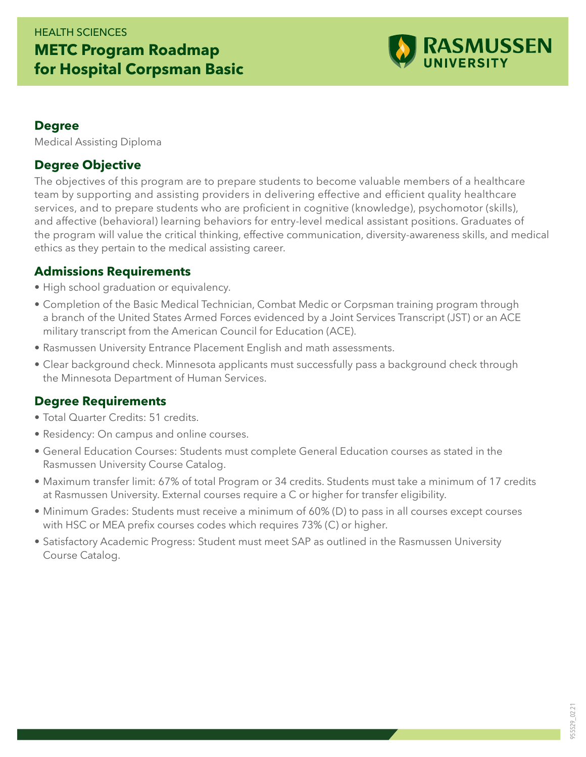HEALTH SCIENCES

# METC Program Roadmap for Hospital Corpsman Basic

RASMUSSEN UNIVERSITY

## Degree

Medical Assisting Diploma

## Degree Objective

The objectives of this program are to prepare students to become valuable members of a healthcare team by supporting and assisting providers in delivering effective and efficient quality healthcare services, and to prepare students who are proficient in cognitive (knowledge), psychomotor (skills), and affective (behavioral) learning behaviors for entry-level medical assistant positions. Graduates of the program will value the critical thinking, effective communication, diversity-awareness skills, and medical ethics as they pertain to the medical assisting career.

## Admissions Requirements

- High school graduation or equivalency.
- Completion of the Basic Medical Technician, Combat Medic or Corpsman training program through a branch of the United States Armed Forces evidenced by a Joint Services Transcript (JST) or an ACE military transcript from the American Council for Education (ACE).
- Rasmussen University Entrance Placement English and math assessments.
- Clear background check. Minnesota applicants must successfully pass a background check through the Minnesota Department of Human Services.

## Degree Requirements

- Total Quarter Credits: 51 credits.
- Residency: On campus and online courses.
- General Education Courses: Students must complete General Education courses as stated in the Rasmussen University Course Catalog.
- Maximum transfer limit: 67% of total Program or 34 credits. Students must take a minimum of 17 credits at Rasmussen University. External courses require a C or higher for transfer eligibility.
- Minimum Grades: Students must receive a minimum of 60% (D) to pass in all courses except courses with HSC or MEA prefix courses codes which requires 73% (C) or higher.
- Satisfactory Academic Progress: Student must meet SAP as outlined in the Rasmussen University Course Catalog.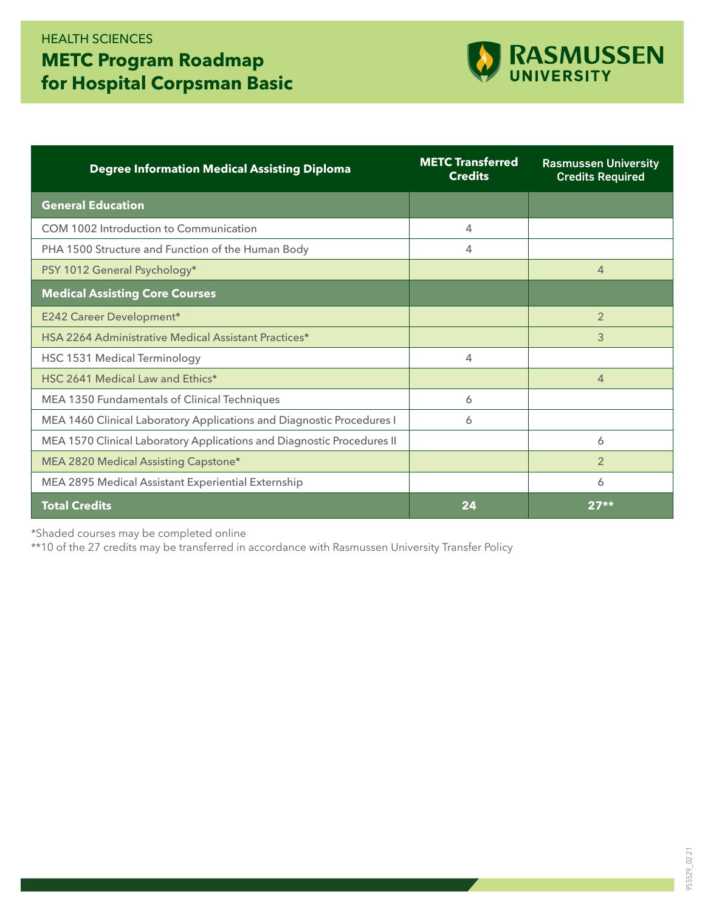HEALTH SCIENCES

# METC Program Roadmap for Hospital Corpsman Basic

| Degree Information Medical Assisting Diploma | METC Transferred Credits | Rasmussen University Credits Required |
|---|---|---|
| **General Education** | | |
| COM 1002 Introduction to Communication | 4 | |
| PHA 1500 Structure and Function of the Human Body | 4 | |
| PSY 1012 General Psychology* | | 4 |
| **Medical Assisting Core Courses** | | |
| E242 Career Development* | | 2 |
| HSA 2264 Administrative Medical Assistant Practices* | | 3 |
| HSC 1531 Medical Terminology | 4 | |
| HSC 2641 Medical Law and Ethics* | | 4 |
| MEA 1350 Fundamentals of Clinical Techniques | 6 | |
| MEA 1460 Clinical Laboratory Applications and Diagnostic Procedures I | 6 | |
| MEA 1570 Clinical Laboratory Applications and Diagnostic Procedures II | | 6 |
| MEA 2820 Medical Assisting Capstone* | | 2 |
| MEA 2895 Medical Assistant Experiential Externship | | 6 |
| **Total Credits** | **24** | **27**** |

*Shaded courses may be completed online

**10 of the 27 credits may be transferred in accordance with Rasmussen University Transfer Policy